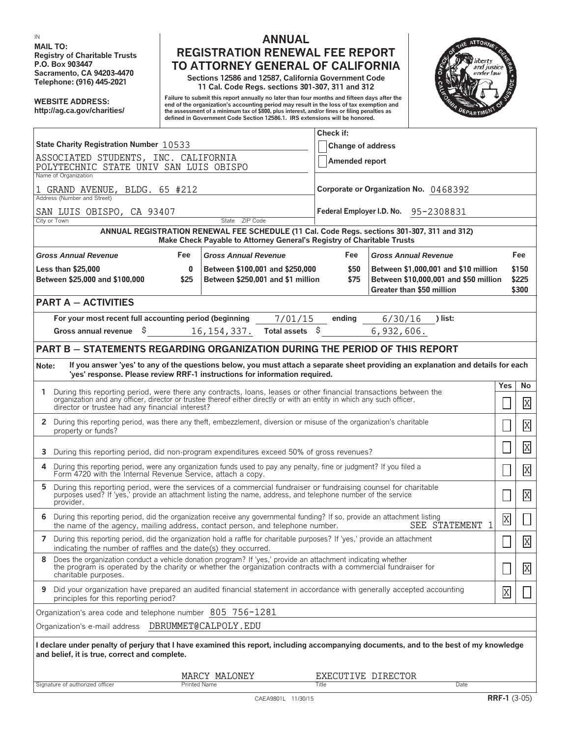IN

**MAIL TO:**
**Registry of Charitable Trusts**
**P.O. Box 903447**
**Sacramento, CA 94203-4470**
**Telephone: (916) 445-2021**

**WEBSITE ADDRESS:**
**http://ag.ca.gov/charities/**

# ANNUAL REGISTRATION RENEWAL FEE REPORT TO ATTORNEY GENERAL OF CALIFORNIA

**Sections 12586 and 12587, California Government Code**
**11 Cal. Code Regs. sections 301-307, 311 and 312**

**Failure to submit this report annually no later than four months and fifteen days after the end of the organization's accounting period may result in the loss of tax exemption and the assessment of a minimum tax of $800, plus interest, and/or fines or filing penalties as defined in Government Code Section 12586.1. IRS extensions will be honored.**

**State Charity Registration Number** 10533

Check if:
- [ ] Change of address
- [ ] Amended report

ASSOCIATED STUDENTS, INC. CALIFORNIA POLYTECHNIC STATE UNIV SAN LUIS OBISPO
Name of Organization

1 GRAND AVENUE, BLDG. 65 #212
Address (Number and Street)

SAN LUIS OBISPO, CA 93407
City or Town State ZIP Code

**Corporate or Organization No.** 0468392

**Federal Employer I.D. No.** 95-2308831

**ANNUAL REGISTRATION RENEWAL FEE SCHEDULE (11 Cal. Code Regs. sections 301-307, 311 and 312)**
**Make Check Payable to Attorney General's Registry of Charitable Trusts**

| *Gross Annual Revenue* | Fee | *Gross Annual Revenue* | Fee | *Gross Annual Revenue* | Fee |
|---|---|---|---|---|---|
| Less than $25,000 | 0 | Between $100,001 and $250,000 | $50 | Between $1,000,001 and $10 million | $150 |
| Between $25,000 and $100,000 | $25 | Between $250,001 and $1 million | $75 | Between $10,000,001 and $50 million | $225 |
| | | | | Greater than $50 million | $300 |

## PART A – ACTIVITIES

For your most recent full accounting period (beginning 7/01/15 ending 6/30/16 ) list:

Gross annual revenue $ 16,154,337. Total assets $ 6,932,606.

## PART B – STATEMENTS REGARDING ORGANIZATION DURING THE PERIOD OF THIS REPORT

**Note: If you answer 'yes' to any of the questions below, you must attach a separate sheet providing an explanation and details for each 'yes' response. Please review RRF-1 instructions for information required.**

| | | Yes | No |
|---|---|---|---|
| 1 | During this reporting period, were there any contracts, loans, leases or other financial transactions between the organization and any officer, director or trustee thereof either directly or with an entity in which any such officer, director or trustee had any financial interest? | | X |
| 2 | During this reporting period, was there any theft, embezzlement, diversion or misuse of the organization's charitable property or funds? | | X |
| 3 | During this reporting period, did non-program expenditures exceed 50% of gross revenues? | | X |
| 4 | During this reporting period, were any organization funds used to pay any penalty, fine or judgment? If you filed a Form 4720 with the Internal Revenue Service, attach a copy. | | X |
| 5 | During this reporting period, were the services of a commercial fundraiser or fundraising counsel for charitable purposes used? If 'yes,' provide an attachment listing the name, address, and telephone number of the service provider. | | X |
| 6 | During this reporting period, did the organization receive any governmental funding? If so, provide an attachment listing the name of the agency, mailing address, contact person, and telephone number. SEE STATEMENT 1 | X | |
| 7 | During this reporting period, did the organization hold a raffle for charitable purposes? If 'yes,' provide an attachment indicating the number of raffles and the date(s) they occurred. | | X |
| 8 | Does the organization conduct a vehicle donation program? If 'yes,' provide an attachment indicating whether the program is operated by the charity or whether the organization contracts with a commercial fundraiser for charitable purposes. | | X |
| 9 | Did your organization have prepared an audited financial statement in accordance with generally accepted accounting principles for this reporting period? | X | |

Organization's area code and telephone number 805 756-1281

Organization's e-mail address DBRUMMET@CALPOLY.EDU

**I declare under penalty of perjury that I have examined this report, including accompanying documents, and to the best of my knowledge and belief, it is true, correct and complete.**

| Signature of authorized officer | Printed Name | Title | Date |
|---|---|---|---|
| | MARCY MALONEY | EXECUTIVE DIRECTOR | |

CAEA9801L 11/30/15

**RRF-1** (3-05)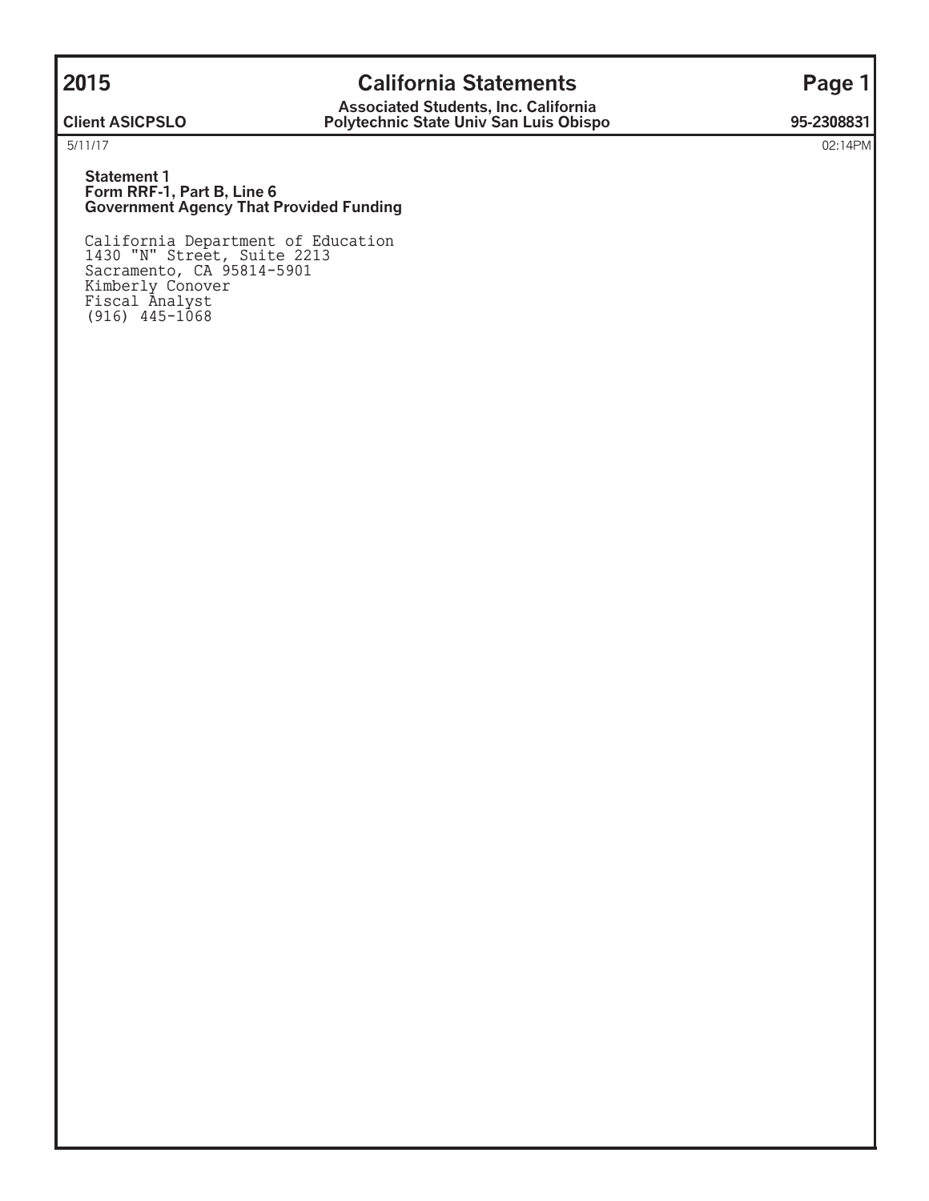**Statement 1**
**Form RRF-1, Part B, Line 6**
**Government Agency That Provided Funding**

California Department of Education
1430 "N" Street, Suite 2213
Sacramento, CA 95814-5901
Kimberly Conover
Fiscal Analyst
(916) 445-1068